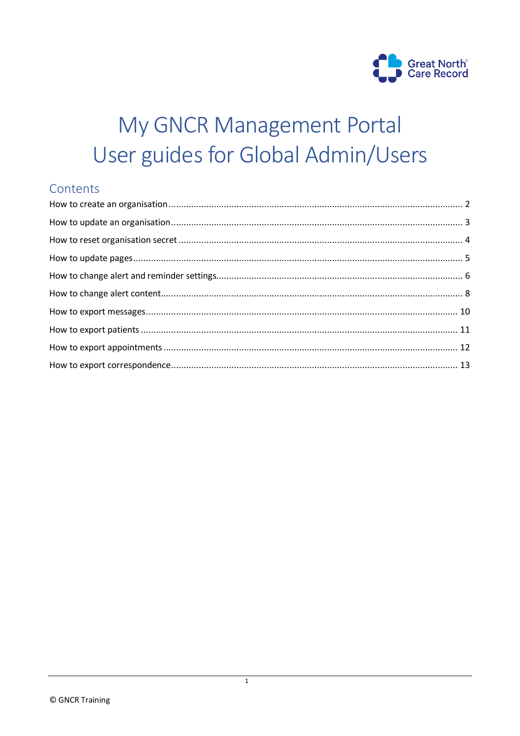# My GNCR Management Portal
# User guides for Global Admin/Users

## Contents

How to create an organisation .................................................. 2

How to update an organisation .................................................. 3

How to reset organisation secret .................................................. 4

How to update pages .................................................. 5

How to change alert and reminder settings .................................................. 6

How to change alert content .................................................. 8

How to export messages .................................................. 10

How to export patients .................................................. 11

How to export appointments .................................................. 12

How to export correspondence .................................................. 13

© GNCR Training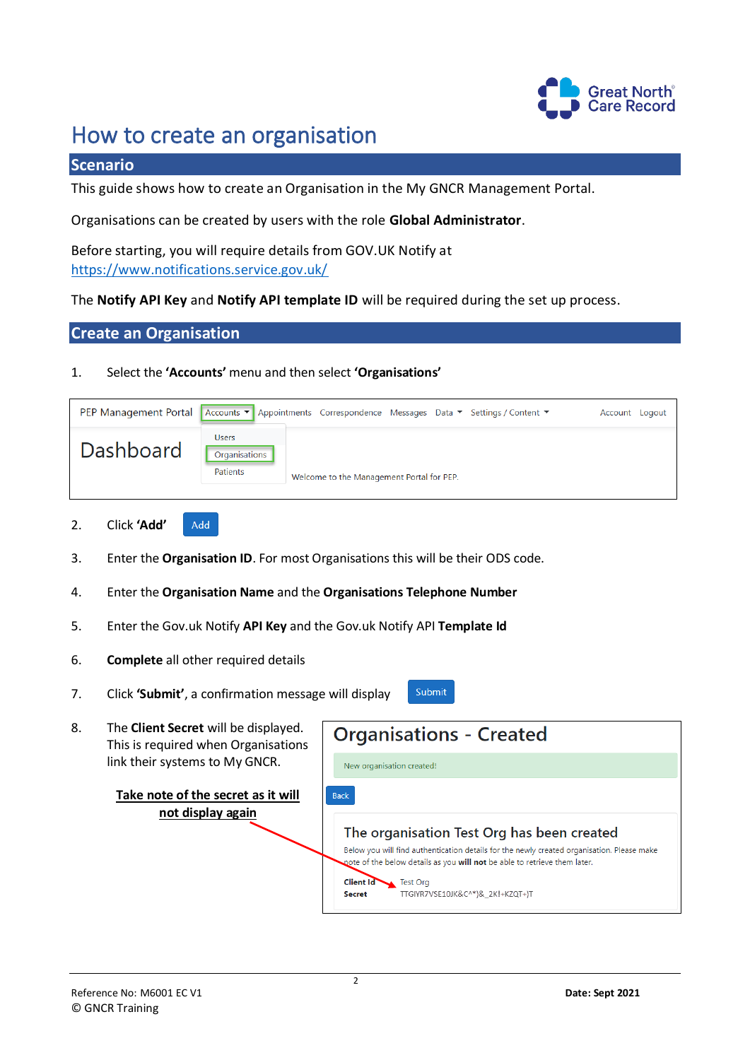# How to create an organisation

## Scenario

This guide shows how to create an Organisation in the My GNCR Management Portal.

Organisations can be created by users with the role **Global Administrator**.

Before starting, you will require details from GOV.UK Notify at https://www.notifications.service.gov.uk/

The **Notify API Key** and **Notify API template ID** will be required during the set up process.

## Create an Organisation

1. Select the **'Accounts'** menu and then select **'Organisations'**

2. Click **'Add'**

3. Enter the **Organisation ID**. For most Organisations this will be their ODS code.

4. Enter the **Organisation Name** and the **Organisations Telephone Number**

5. Enter the Gov.uk Notify **API Key** and the Gov.uk Notify API **Template Id**

6. **Complete** all other required details

7. Click **'Submit'**, a confirmation message will display

8. The **Client Secret** will be displayed. This is required when Organisations link their systems to My GNCR.

   **Take note of the secret as it will not display again**

Reference No: M6001 EC V1
© GNCR Training

**Date: Sept 2021**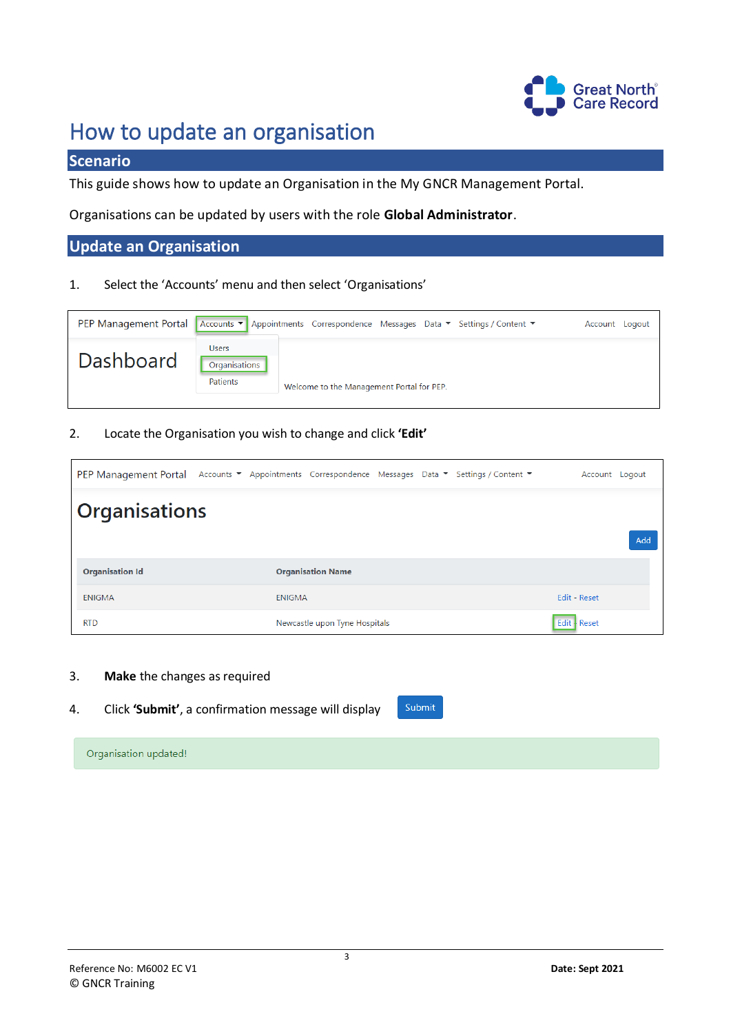# How to update an organisation

## Scenario

This guide shows how to update an Organisation in the My GNCR Management Portal.

Organisations can be updated by users with the role **Global Administrator**.

## Update an Organisation

1. Select the 'Accounts' menu and then select 'Organisations'

2. Locate the Organisation you wish to change and click **'Edit'**

3. **Make** the changes as required

4. Click **'Submit'**, a confirmation message will display

Organisation updated!

Reference No: M6002 EC V1
© GNCR Training

**Date: Sept 2021**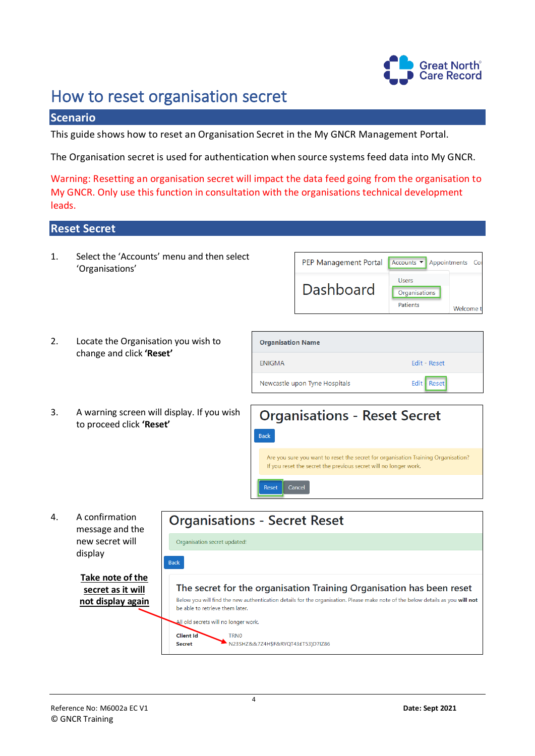# How to reset organisation secret

## Scenario

This guide shows how to reset an Organisation Secret in the My GNCR Management Portal.

The Organisation secret is used for authentication when source systems feed data into My GNCR.

Warning: Resetting an organisation secret will impact the data feed going from the organisation to My GNCR. Only use this function in consultation with the organisations technical development leads.

## Reset Secret

1. Select the 'Accounts' menu and then select 'Organisations'

2. Locate the Organisation you wish to change and click **'Reset'**

3. A warning screen will display. If you wish to proceed click **'Reset'**

4. A confirmation message and the new secret will display

   **Take note of the secret as it will not display again**

Reference No: M6002a EC V1
© GNCR Training

**Date: Sept 2021**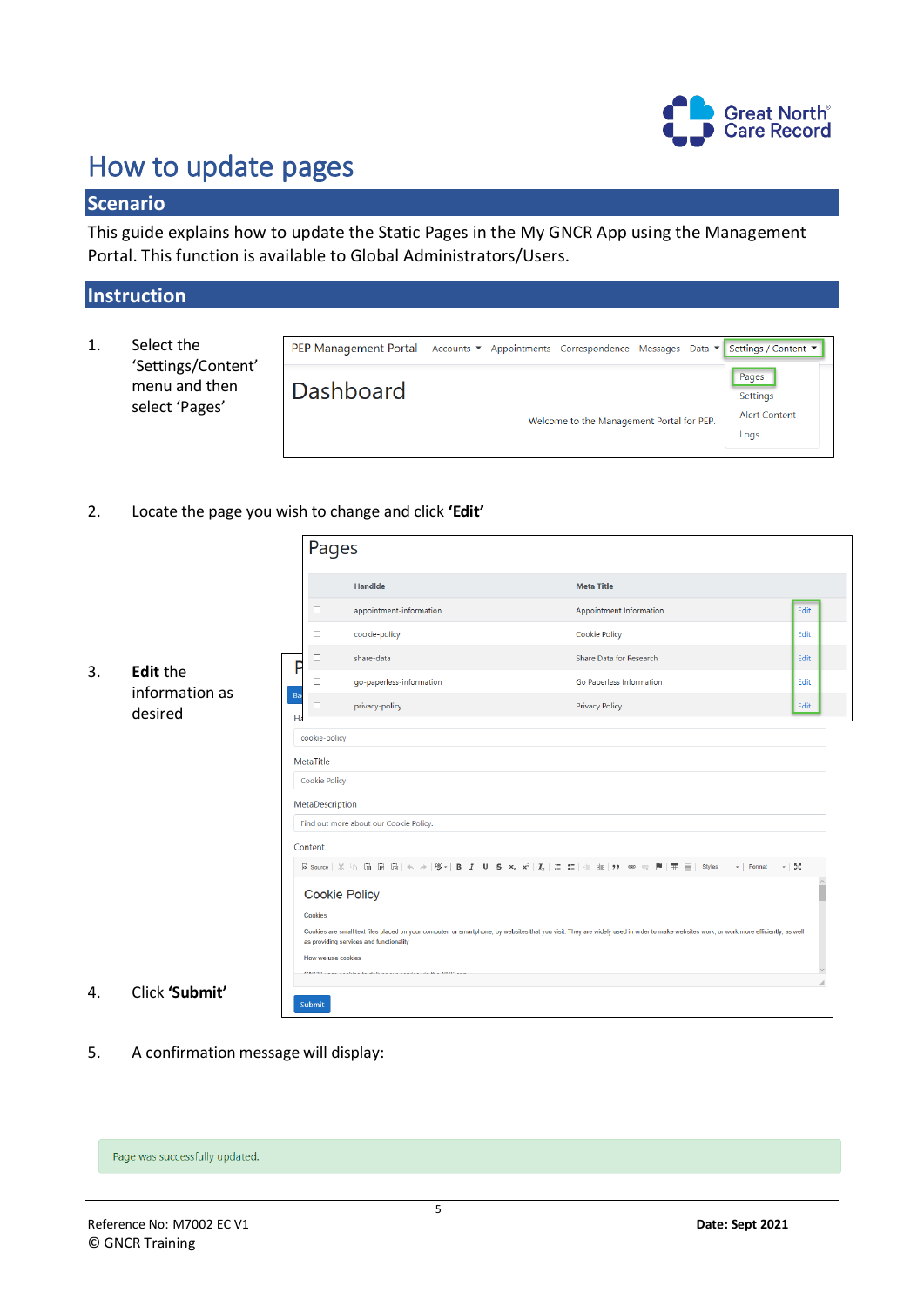# How to update pages

## Scenario

This guide explains how to update the Static Pages in the My GNCR App using the Management Portal. This function is available to Global Administrators/Users.

## Instruction

1. Select the 'Settings/Content' menu and then select 'Pages'

2. Locate the page you wish to change and click **'Edit'**

3. **Edit** the information as desired

4. Click **'Submit'**

5. A confirmation message will display:

Page was successfully updated.

Reference No: M7002 EC V1
© GNCR Training

**Date: Sept 2021**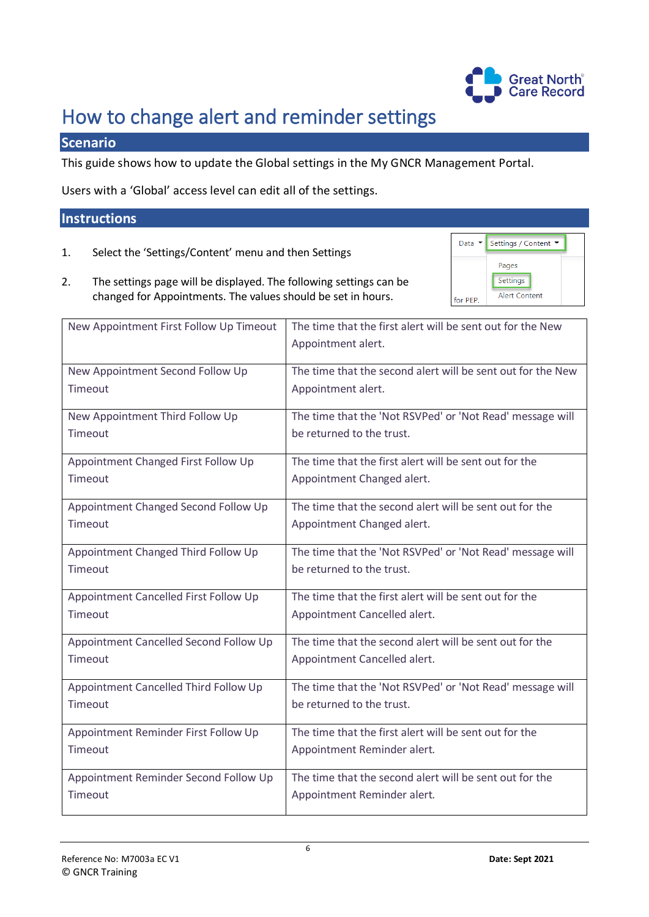# How to change alert and reminder settings

## Scenario

This guide shows how to update the Global settings in the My GNCR Management Portal.

Users with a 'Global' access level can edit all of the settings.

## Instructions

1. Select the 'Settings/Content' menu and then Settings

2. The settings page will be displayed. The following settings can be changed for Appointments. The values should be set in hours.

| Setting | Description |
| --- | --- |
| New Appointment First Follow Up Timeout | The time that the first alert will be sent out for the New Appointment alert. |
| New Appointment Second Follow Up Timeout | The time that the second alert will be sent out for the New Appointment alert. |
| New Appointment Third Follow Up Timeout | The time that the 'Not RSVPed' or 'Not Read' message will be returned to the trust. |
| Appointment Changed First Follow Up Timeout | The time that the first alert will be sent out for the Appointment Changed alert. |
| Appointment Changed Second Follow Up Timeout | The time that the second alert will be sent out for the Appointment Changed alert. |
| Appointment Changed Third Follow Up Timeout | The time that the 'Not RSVPed' or 'Not Read' message will be returned to the trust. |
| Appointment Cancelled First Follow Up Timeout | The time that the first alert will be sent out for the Appointment Cancelled alert. |
| Appointment Cancelled Second Follow Up Timeout | The time that the second alert will be sent out for the Appointment Cancelled alert. |
| Appointment Cancelled Third Follow Up Timeout | The time that the 'Not RSVPed' or 'Not Read' message will be returned to the trust. |
| Appointment Reminder First Follow Up Timeout | The time that the first alert will be sent out for the Appointment Reminder alert. |
| Appointment Reminder Second Follow Up Timeout | The time that the second alert will be sent out for the Appointment Reminder alert. |

Reference No: M7003a EC V1
© GNCR Training

**Date: Sept 2021**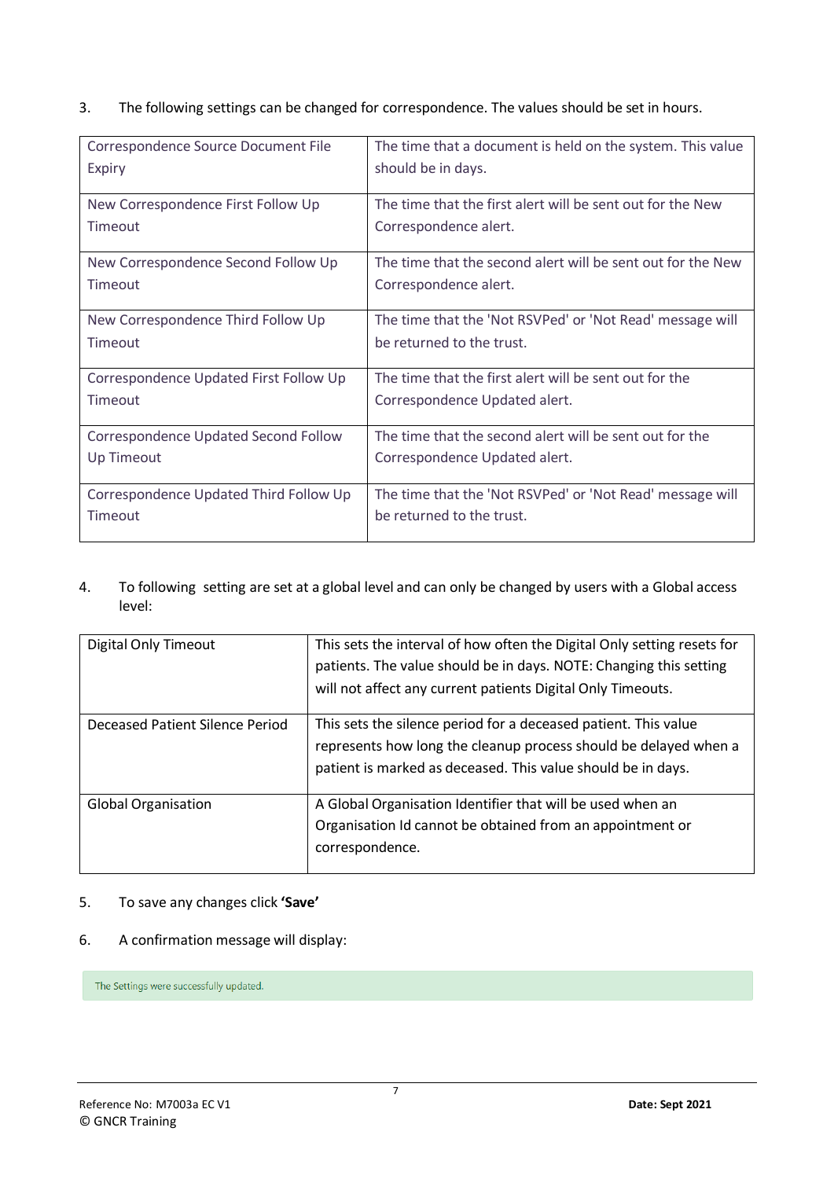3. The following settings can be changed for correspondence. The values should be set in hours.

| | |
|---|---|
| Correspondence Source Document File Expiry | The time that a document is held on the system. This value should be in days. |
| New Correspondence First Follow Up Timeout | The time that the first alert will be sent out for the New Correspondence alert. |
| New Correspondence Second Follow Up Timeout | The time that the second alert will be sent out for the New Correspondence alert. |
| New Correspondence Third Follow Up Timeout | The time that the 'Not RSVPed' or 'Not Read' message will be returned to the trust. |
| Correspondence Updated First Follow Up Timeout | The time that the first alert will be sent out for the Correspondence Updated alert. |
| Correspondence Updated Second Follow Up Timeout | The time that the second alert will be sent out for the Correspondence Updated alert. |
| Correspondence Updated Third Follow Up Timeout | The time that the 'Not RSVPed' or 'Not Read' message will be returned to the trust. |

4. To following setting are set at a global level and can only be changed by users with a Global access level:

| | |
|---|---|
| Digital Only Timeout | This sets the interval of how often the Digital Only setting resets for patients. The value should be in days. NOTE: Changing this setting will not affect any current patients Digital Only Timeouts. |
| Deceased Patient Silence Period | This sets the silence period for a deceased patient. This value represents how long the cleanup process should be delayed when a patient is marked as deceased. This value should be in days. |
| Global Organisation | A Global Organisation Identifier that will be used when an Organisation Id cannot be obtained from an appointment or correspondence. |

5. To save any changes click **'Save'**

6. A confirmation message will display:

The Settings were successfully updated.

Reference No: M7003a EC V1
© GNCR Training

**Date: Sept 2021**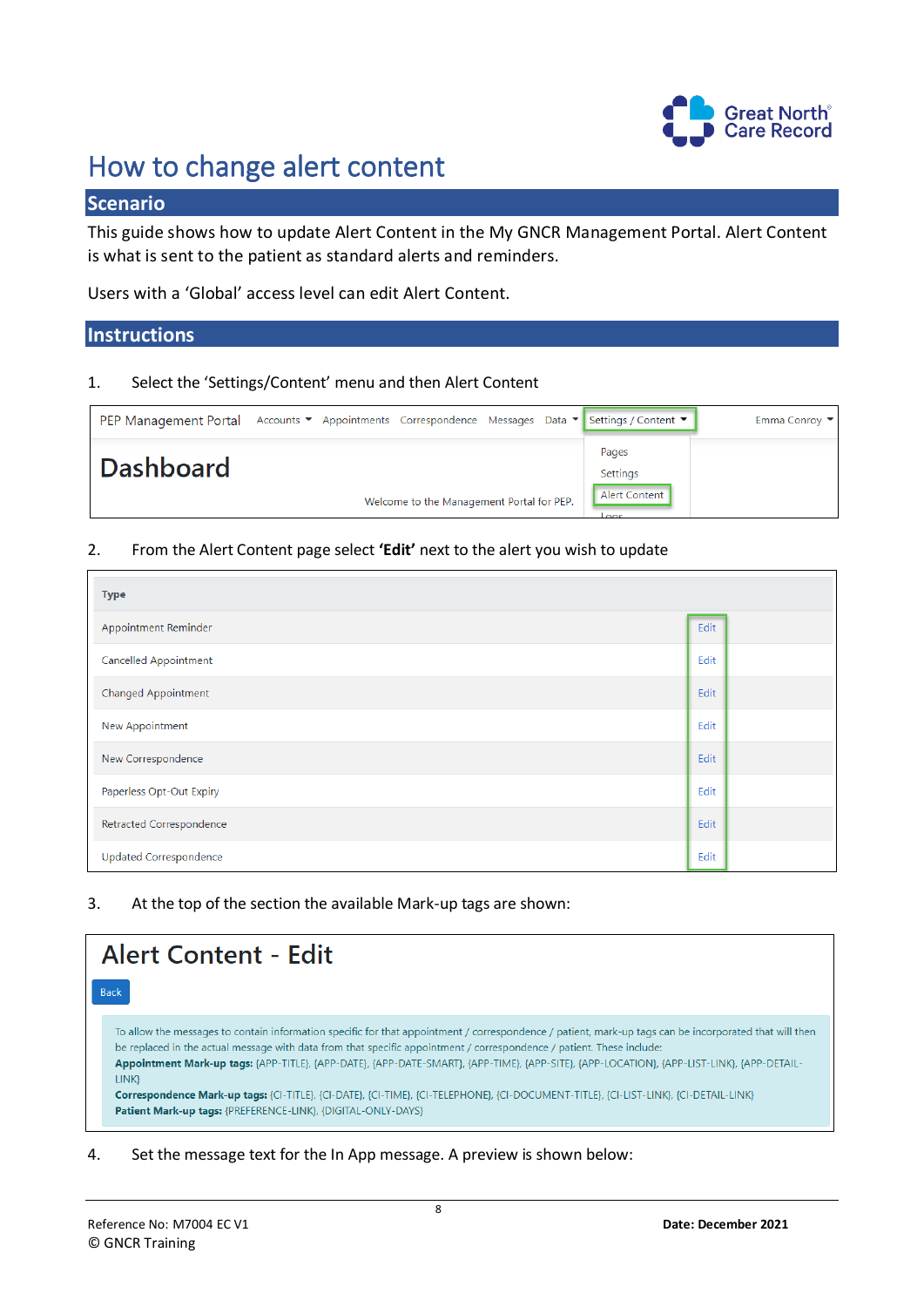# How to change alert content

## Scenario

This guide shows how to update Alert Content in the My GNCR Management Portal. Alert Content is what is sent to the patient as standard alerts and reminders.

Users with a 'Global' access level can edit Alert Content.

## Instructions

1. Select the 'Settings/Content' menu and then Alert Content

PEP Management Portal | Accounts | Appointments | Correspondence | Messages | Data | Settings / Content | Emma Conroy

**Dashboard**

Welcome to the Management Portal for PEP.

Pages
Settings
Alert Content
Logs

2. From the Alert Content page select **'Edit'** next to the alert you wish to update

| Type | |
|---|---|
| Appointment Reminder | Edit |
| Cancelled Appointment | Edit |
| Changed Appointment | Edit |
| New Appointment | Edit |
| New Correspondence | Edit |
| Paperless Opt-Out Expiry | Edit |
| Retracted Correspondence | Edit |
| Updated Correspondence | Edit |

3. At the top of the section the available Mark-up tags are shown:

**Alert Content - Edit**

Back

To allow the messages to contain information specific for that appointment / correspondence / patient, mark-up tags can be incorporated that will then be replaced in the actual message with data from that specific appointment / correspondence / patient. These include:
**Appointment Mark-up tags:** {APP-TITLE}, {APP-DATE}, {APP-DATE-SMART}, {APP-TIME}, {APP-SITE}, {APP-LOCATION}, {APP-LIST-LINK}, {APP-DETAIL-LINK}
**Correspondence Mark-up tags:** {CI-TITLE}, {CI-DATE}, {CI-TIME}, {CI-TELEPHONE}, {CI-DOCUMENT-TITLE}, {CI-LIST-LINK}, {CI-DETAIL-LINK}
**Patient Mark-up tags:** {PREFERENCE-LINK}, {DIGITAL-ONLY-DAYS}

4. Set the message text for the In App message. A preview is shown below:

Reference No: M7004 EC V1
© GNCR Training

**Date: December 2021**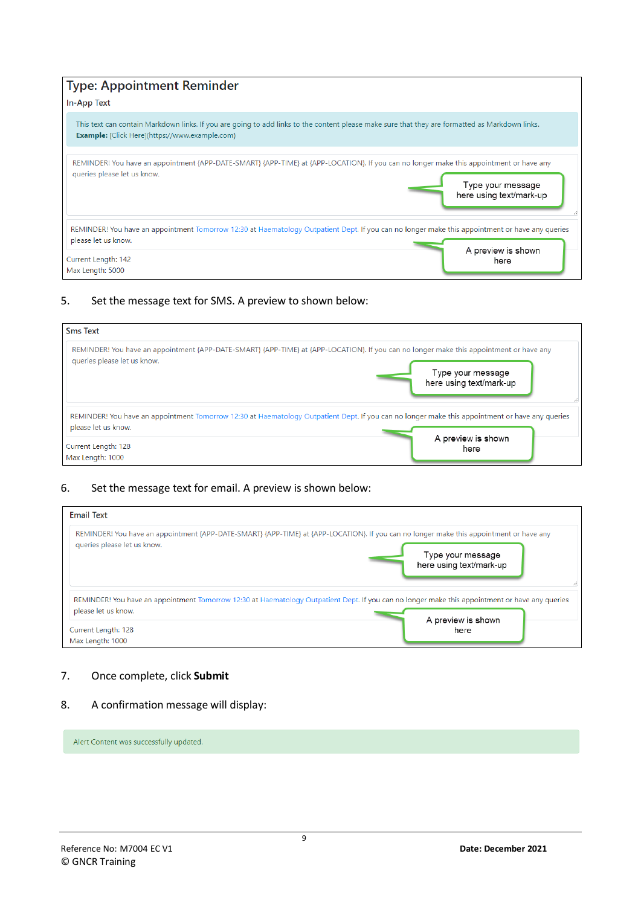**Type: Appointment Reminder**

In-App Text

This text can contain Markdown links. If you are going to add links to the content please make sure that they are formatted as Markdown links.
**Example:** [Click Here](https://www.example.com)

REMINDER! You have an appointment {APP-DATE-SMART} {APP-TIME} at {APP-LOCATION}. If you can no longer make this appointment or have any queries please let us know.

Type your message here using text/mark-up

REMINDER! You have an appointment Tomorrow 12:30 at Haematology Outpatient Dept. If you can no longer make this appointment or have any queries please let us know.

A preview is shown here

Current Length: 142
Max Length: 5000

5. Set the message text for SMS. A preview to shown below:

Sms Text

REMINDER! You have an appointment {APP-DATE-SMART} {APP-TIME} at {APP-LOCATION}. If you can no longer make this appointment or have any queries please let us know.

Type your message here using text/mark-up

REMINDER! You have an appointment Tomorrow 12:30 at Haematology Outpatient Dept. If you can no longer make this appointment or have any queries please let us know.

A preview is shown here

Current Length: 128
Max Length: 1000

6. Set the message text for email. A preview is shown below:

Email Text

REMINDER! You have an appointment {APP-DATE-SMART} {APP-TIME} at {APP-LOCATION}. If you can no longer make this appointment or have any queries please let us know.

Type your message here using text/mark-up

REMINDER! You have an appointment Tomorrow 12:30 at Haematology Outpatient Dept. If you can no longer make this appointment or have any queries please let us know.

A preview is shown here

Current Length: 128
Max Length: 1000

7. Once complete, click **Submit**

8. A confirmation message will display:

Alert Content was successfully updated.

Reference No: M7004 EC V1
© GNCR Training

**Date: December 2021**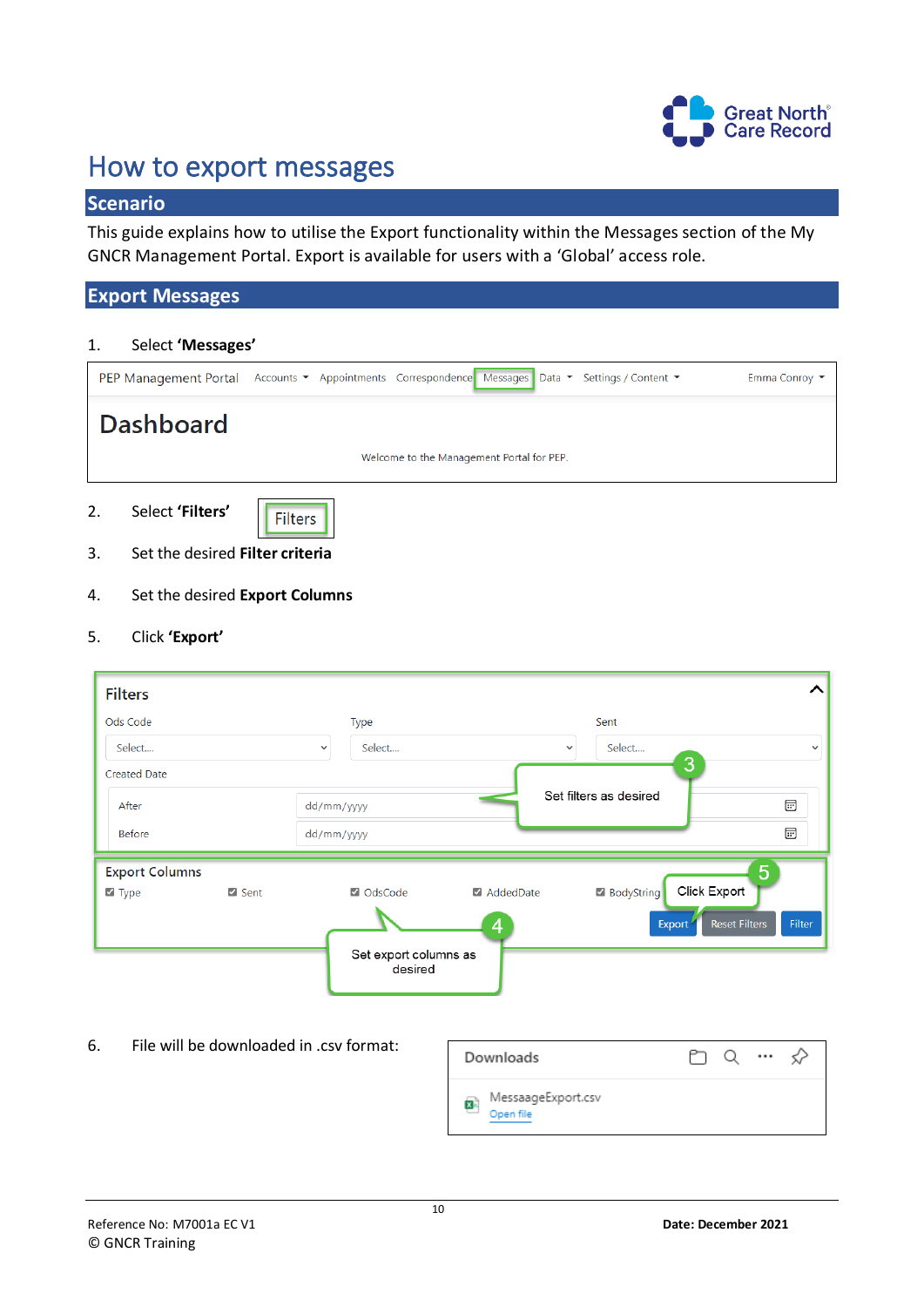# How to export messages

## Scenario

This guide explains how to utilise the Export functionality within the Messages section of the My GNCR Management Portal. Export is available for users with a 'Global' access role.

## Export Messages

1. Select **'Messages'**

PEP Management Portal   Accounts   Appointments   Correspondence   Messages   Data   Settings / Content   Emma Conroy

**Dashboard**

Welcome to the Management Portal for PEP.

2. Select **'Filters'**   Filters

3. Set the desired **Filter criteria**

4. Set the desired **Export Columns**

5. Click **'Export'**

Filters

Ods Code: Select... | Type: Select... | Sent: Select...

Created Date: After dd/mm/yyyy | Before dd/mm/yyyy

3 — Set filters as desired

Export Columns: ☑ Type ☑ Sent ☑ OdsCode ☑ AddedDate ☑ BodyString

Export | Reset Filters | Filter

4 — Set export columns as desired

5 — Click Export

6. File will be downloaded in .csv format:

Downloads

MessaageExport.csv
Open file

Reference No: M7001a EC V1
© GNCR Training

**Date: December 2021**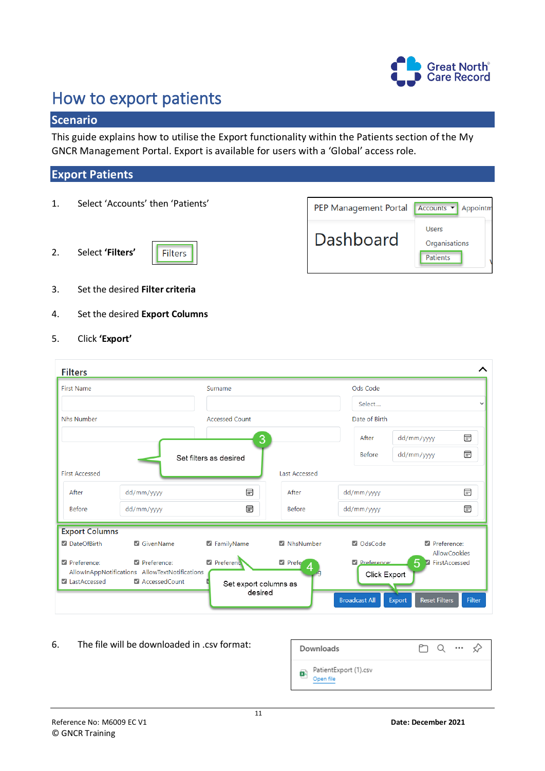# How to export patients

## Scenario

This guide explains how to utilise the Export functionality within the Patients section of the My GNCR Management Portal. Export is available for users with a 'Global' access role.

## Export Patients

1. Select 'Accounts' then 'Patients'
2. Select **'Filters'**
3. Set the desired **Filter criteria**
4. Set the desired **Export Columns**
5. Click **'Export'**
6. The file will be downloaded in .csv format:

Reference No: M6009 EC V1
© GNCR Training

**Date: December 2021**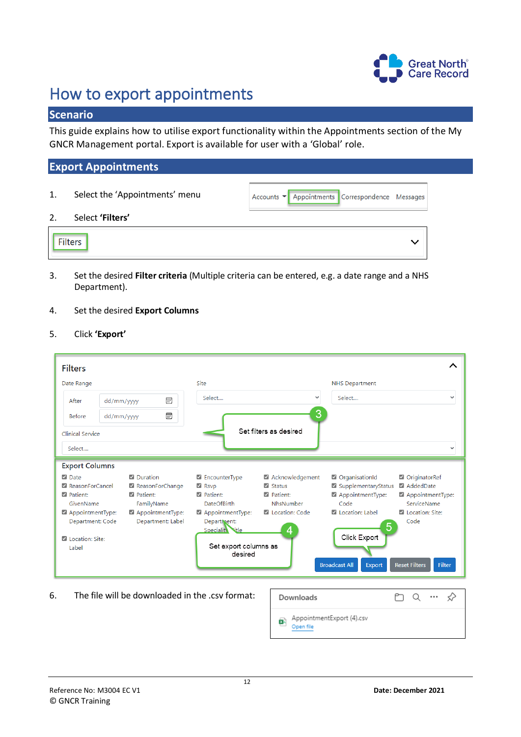# How to export appointments

## Scenario

This guide explains how to utilise export functionality within the Appointments section of the My GNCR Management portal. Export is available for user with a 'Global' role.

## Export Appointments

1. Select the 'Appointments' menu
2. Select **'Filters'**
3. Set the desired **Filter criteria** (Multiple criteria can be entered, e.g. a date range and a NHS Department).
4. Set the desired **Export Columns**
5. Click **'Export'**
6. The file will be downloaded in the .csv format: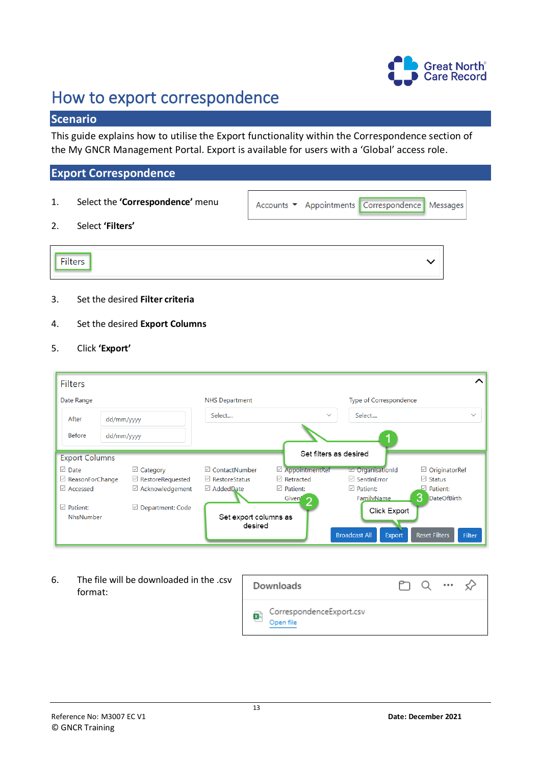# How to export correspondence

## Scenario

This guide explains how to utilise the Export functionality within the Correspondence section of the My GNCR Management Portal. Export is available for users with a 'Global' access role.

## Export Correspondence

1. Select the **'Correspondence'** menu
2. Select **'Filters'**
3. Set the desired **Filter criteria**
4. Set the desired **Export Columns**
5. Click **'Export'**
6. The file will be downloaded in the .csv format: